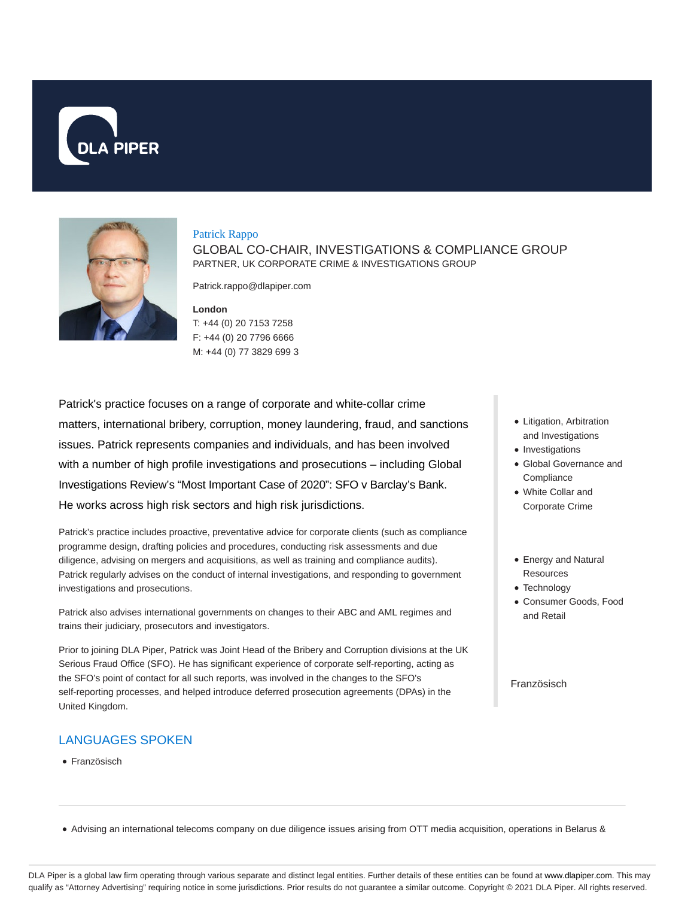# Patrick Rappo

## GLOBAL CO-CHAIR, INVESTIGATIONS & COMPLIANCE GROUP

PARTNER, UK CORPORATE CRIME & INVESTIGATIONS GROUP

Patrick.rappo@dlapiper.com

**London**
T: +44 (0) 20 7153 7258
F: +44 (0) 20 7796 6666
M: +44 (0) 77 3829 699 3

Patrick's practice focuses on a range of corporate and white-collar crime matters, international bribery, corruption, money laundering, fraud, and sanctions issues. Patrick represents companies and individuals, and has been involved with a number of high profile investigations and prosecutions – including Global Investigations Review's "Most Important Case of 2020": SFO v Barclay's Bank. He works across high risk sectors and high risk jurisdictions.

Patrick's practice includes proactive, preventative advice for corporate clients (such as compliance programme design, drafting policies and procedures, conducting risk assessments and due diligence, advising on mergers and acquisitions, as well as training and compliance audits). Patrick regularly advises on the conduct of internal investigations, and responding to government investigations and prosecutions.

Patrick also advises international governments on changes to their ABC and AML regimes and trains their judiciary, prosecutors and investigators.

Prior to joining DLA Piper, Patrick was Joint Head of the Bribery and Corruption divisions at the UK Serious Fraud Office (SFO). He has significant experience of corporate self-reporting, acting as the SFO's point of contact for all such reports, was involved in the changes to the SFO's self-reporting processes, and helped introduce deferred prosecution agreements (DPAs) in the United Kingdom.

- Litigation, Arbitration and Investigations
- Investigations
- Global Governance and Compliance
- White Collar and Corporate Crime

- Energy and Natural Resources
- Technology
- Consumer Goods, Food and Retail

Französisch

## LANGUAGES SPOKEN

- Französisch

---

- Advising an international telecoms company on due diligence issues arising from OTT media acquisition, operations in Belarus &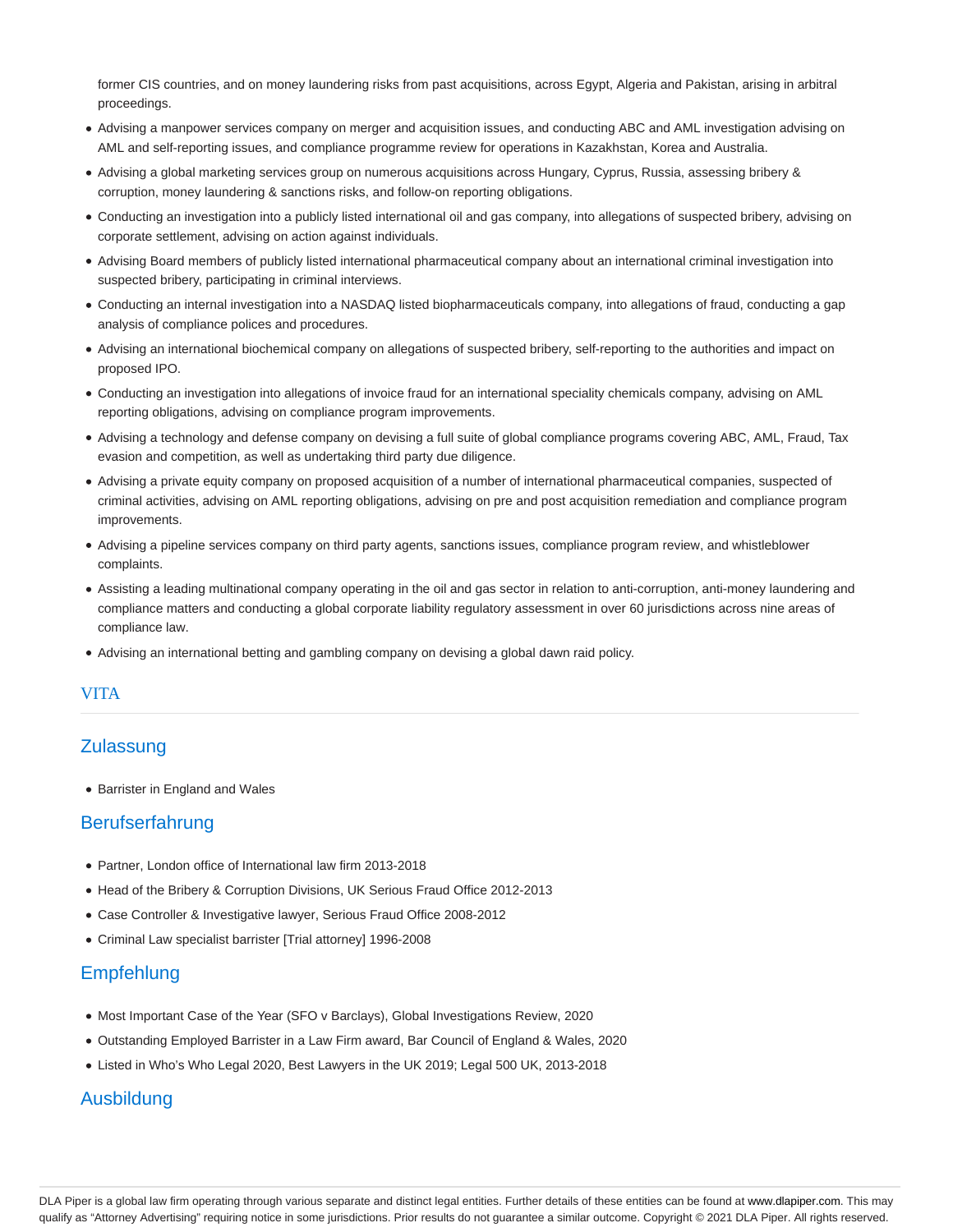former CIS countries, and on money laundering risks from past acquisitions, across Egypt, Algeria and Pakistan, arising in arbitral proceedings.

- Advising a manpower services company on merger and acquisition issues, and conducting ABC and AML investigation advising on AML and self-reporting issues, and compliance programme review for operations in Kazakhstan, Korea and Australia.
- Advising a global marketing services group on numerous acquisitions across Hungary, Cyprus, Russia, assessing bribery & corruption, money laundering & sanctions risks, and follow-on reporting obligations.
- Conducting an investigation into a publicly listed international oil and gas company, into allegations of suspected bribery, advising on corporate settlement, advising on action against individuals.
- Advising Board members of publicly listed international pharmaceutical company about an international criminal investigation into suspected bribery, participating in criminal interviews.
- Conducting an internal investigation into a NASDAQ listed biopharmaceuticals company, into allegations of fraud, conducting a gap analysis of compliance polices and procedures.
- Advising an international biochemical company on allegations of suspected bribery, self-reporting to the authorities and impact on proposed IPO.
- Conducting an investigation into allegations of invoice fraud for an international speciality chemicals company, advising on AML reporting obligations, advising on compliance program improvements.
- Advising a technology and defense company on devising a full suite of global compliance programs covering ABC, AML, Fraud, Tax evasion and competition, as well as undertaking third party due diligence.
- Advising a private equity company on proposed acquisition of a number of international pharmaceutical companies, suspected of criminal activities, advising on AML reporting obligations, advising on pre and post acquisition remediation and compliance program improvements.
- Advising a pipeline services company on third party agents, sanctions issues, compliance program review, and whistleblower complaints.
- Assisting a leading multinational company operating in the oil and gas sector in relation to anti-corruption, anti-money laundering and compliance matters and conducting a global corporate liability regulatory assessment in over 60 jurisdictions across nine areas of compliance law.
- Advising an international betting and gambling company on devising a global dawn raid policy.

## VITA

### Zulassung

- Barrister in England and Wales

### Berufserfahrung

- Partner, London office of International law firm 2013-2018
- Head of the Bribery & Corruption Divisions, UK Serious Fraud Office 2012-2013
- Case Controller & Investigative lawyer, Serious Fraud Office 2008-2012
- Criminal Law specialist barrister [Trial attorney] 1996-2008

### Empfehlung

- Most Important Case of the Year (SFO v Barclays), Global Investigations Review, 2020
- Outstanding Employed Barrister in a Law Firm award, Bar Council of England & Wales, 2020
- Listed in Who's Who Legal 2020, Best Lawyers in the UK 2019; Legal 500 UK, 2013-2018

### Ausbildung

DLA Piper is a global law firm operating through various separate and distinct legal entities. Further details of these entities can be found at www.dlapiper.com. This may qualify as "Attorney Advertising" requiring notice in some jurisdictions. Prior results do not guarantee a similar outcome. Copyright © 2021 DLA Piper. All rights reserved.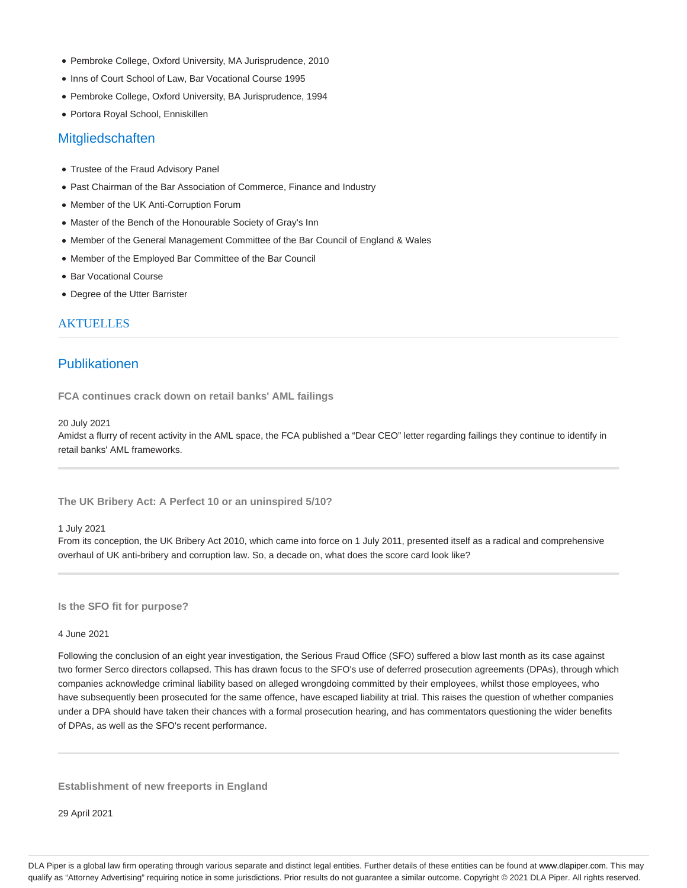- Pembroke College, Oxford University, MA Jurisprudence, 2010
- Inns of Court School of Law, Bar Vocational Course 1995
- Pembroke College, Oxford University, BA Jurisprudence, 1994
- Portora Royal School, Enniskillen

## Mitgliedschaften

- Trustee of the Fraud Advisory Panel
- Past Chairman of the Bar Association of Commerce, Finance and Industry
- Member of the UK Anti-Corruption Forum
- Master of the Bench of the Honourable Society of Gray's Inn
- Member of the General Management Committee of the Bar Council of England & Wales
- Member of the Employed Bar Committee of the Bar Council
- Bar Vocational Course
- Degree of the Utter Barrister

## AKTUELLES

## Publikationen

### FCA continues crack down on retail banks' AML failings

20 July 2021

Amidst a flurry of recent activity in the AML space, the FCA published a "Dear CEO" letter regarding failings they continue to identify in retail banks' AML frameworks.

### The UK Bribery Act: A Perfect 10 or an uninspired 5/10?

1 July 2021

From its conception, the UK Bribery Act 2010, which came into force on 1 July 2011, presented itself as a radical and comprehensive overhaul of UK anti-bribery and corruption law. So, a decade on, what does the score card look like?

### Is the SFO fit for purpose?

4 June 2021

Following the conclusion of an eight year investigation, the Serious Fraud Office (SFO) suffered a blow last month as its case against two former Serco directors collapsed. This has drawn focus to the SFO's use of deferred prosecution agreements (DPAs), through which companies acknowledge criminal liability based on alleged wrongdoing committed by their employees, whilst those employees, who have subsequently been prosecuted for the same offence, have escaped liability at trial. This raises the question of whether companies under a DPA should have taken their chances with a formal prosecution hearing, and has commentators questioning the wider benefits of DPAs, as well as the SFO's recent performance.

### Establishment of new freeports in England

29 April 2021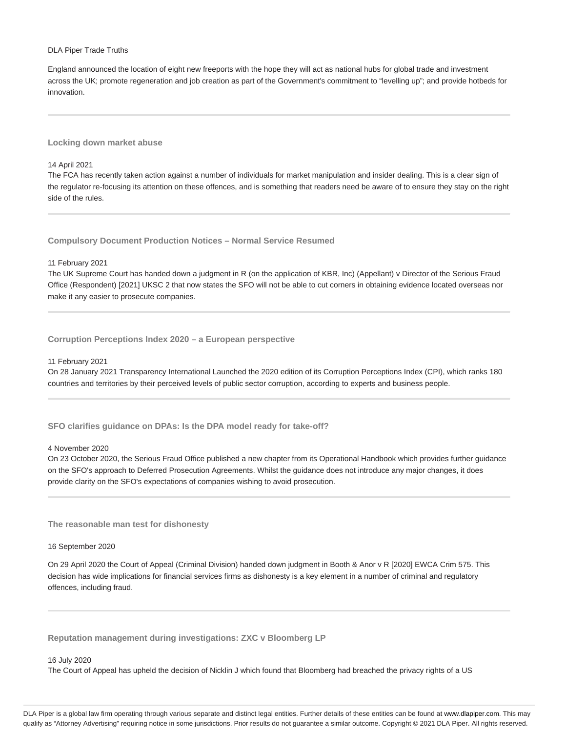DLA Piper Trade Truths

England announced the location of eight new freeports with the hope they will act as national hubs for global trade and investment across the UK; promote regeneration and job creation as part of the Government's commitment to "levelling up"; and provide hotbeds for innovation.

---

### Locking down market abuse

14 April 2021

The FCA has recently taken action against a number of individuals for market manipulation and insider dealing. This is a clear sign of the regulator re-focusing its attention on these offences, and is something that readers need be aware of to ensure they stay on the right side of the rules.

---

### Compulsory Document Production Notices – Normal Service Resumed

11 February 2021

The UK Supreme Court has handed down a judgment in R (on the application of KBR, Inc) (Appellant) v Director of the Serious Fraud Office (Respondent) [2021] UKSC 2 that now states the SFO will not be able to cut corners in obtaining evidence located overseas nor make it any easier to prosecute companies.

---

### Corruption Perceptions Index 2020 – a European perspective

11 February 2021

On 28 January 2021 Transparency International Launched the 2020 edition of its Corruption Perceptions Index (CPI), which ranks 180 countries and territories by their perceived levels of public sector corruption, according to experts and business people.

---

### SFO clarifies guidance on DPAs: Is the DPA model ready for take-off?

4 November 2020

On 23 October 2020, the Serious Fraud Office published a new chapter from its Operational Handbook which provides further guidance on the SFO's approach to Deferred Prosecution Agreements. Whilst the guidance does not introduce any major changes, it does provide clarity on the SFO's expectations of companies wishing to avoid prosecution.

---

### The reasonable man test for dishonesty

16 September 2020

On 29 April 2020 the Court of Appeal (Criminal Division) handed down judgment in Booth & Anor v R [2020] EWCA Crim 575. This decision has wide implications for financial services firms as dishonesty is a key element in a number of criminal and regulatory offences, including fraud.

---

### Reputation management during investigations: ZXC v Bloomberg LP

16 July 2020

The Court of Appeal has upheld the decision of Nicklin J which found that Bloomberg had breached the privacy rights of a US

DLA Piper is a global law firm operating through various separate and distinct legal entities. Further details of these entities can be found at www.dlapiper.com. This may qualify as "Attorney Advertising" requiring notice in some jurisdictions. Prior results do not guarantee a similar outcome. Copyright © 2021 DLA Piper. All rights reserved.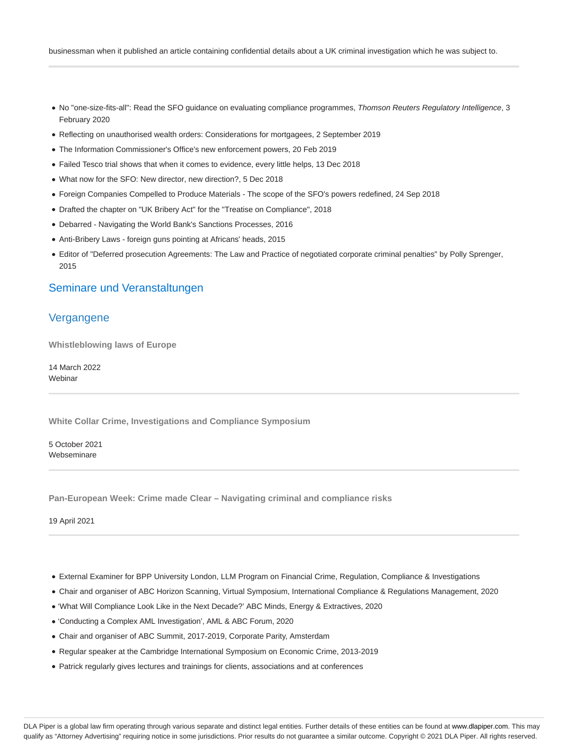businessman when it published an article containing confidential details about a UK criminal investigation which he was subject to.

---

- No "one-size-fits-all": Read the SFO guidance on evaluating compliance programmes, *Thomson Reuters Regulatory Intelligence*, 3 February 2020
- Reflecting on unauthorised wealth orders: Considerations for mortgagees, 2 September 2019
- The Information Commissioner's Office's new enforcement powers, 20 Feb 2019
- Failed Tesco trial shows that when it comes to evidence, every little helps, 13 Dec 2018
- What now for the SFO: New director, new direction?, 5 Dec 2018
- Foreign Companies Compelled to Produce Materials - The scope of the SFO's powers redefined, 24 Sep 2018
- Drafted the chapter on "UK Bribery Act" for the "Treatise on Compliance", 2018
- Debarred - Navigating the World Bank's Sanctions Processes, 2016
- Anti-Bribery Laws - foreign guns pointing at Africans' heads, 2015
- Editor of "Deferred prosecution Agreements: The Law and Practice of negotiated corporate criminal penalties" by Polly Sprenger, 2015

## Seminare und Veranstaltungen

## Vergangene

**Whistleblowing laws of Europe**

14 March 2022
Webinar

---

**White Collar Crime, Investigations and Compliance Symposium**

5 October 2021
Webseminare

---

**Pan-European Week: Crime made Clear – Navigating criminal and compliance risks**

19 April 2021

---

- External Examiner for BPP University London, LLM Program on Financial Crime, Regulation, Compliance & Investigations
- Chair and organiser of ABC Horizon Scanning, Virtual Symposium, International Compliance & Regulations Management, 2020
- 'What Will Compliance Look Like in the Next Decade?' ABC Minds, Energy & Extractives, 2020
- 'Conducting a Complex AML Investigation', AML & ABC Forum, 2020
- Chair and organiser of ABC Summit, 2017-2019, Corporate Parity, Amsterdam
- Regular speaker at the Cambridge International Symposium on Economic Crime, 2013-2019
- Patrick regularly gives lectures and trainings for clients, associations and at conferences

DLA Piper is a global law firm operating through various separate and distinct legal entities. Further details of these entities can be found at www.dlapiper.com. This may qualify as "Attorney Advertising" requiring notice in some jurisdictions. Prior results do not guarantee a similar outcome. Copyright © 2021 DLA Piper. All rights reserved.